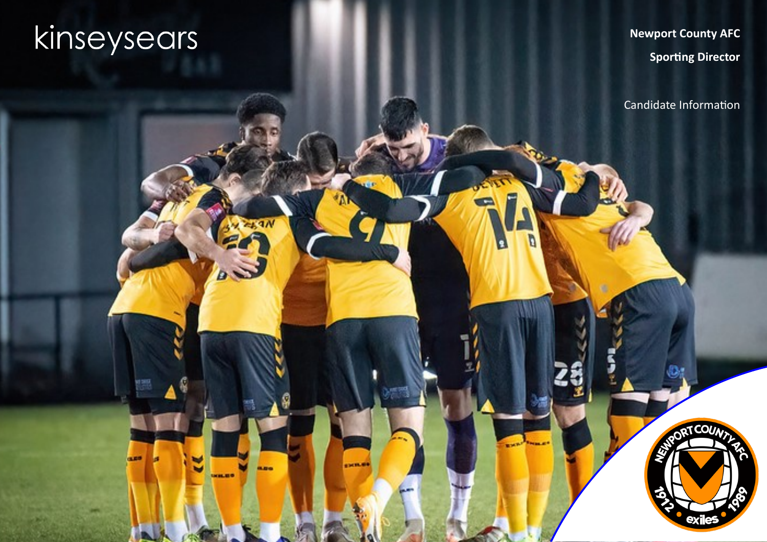kinseysears

**Newport County AFC**

**Sporting Director**

Candidate Information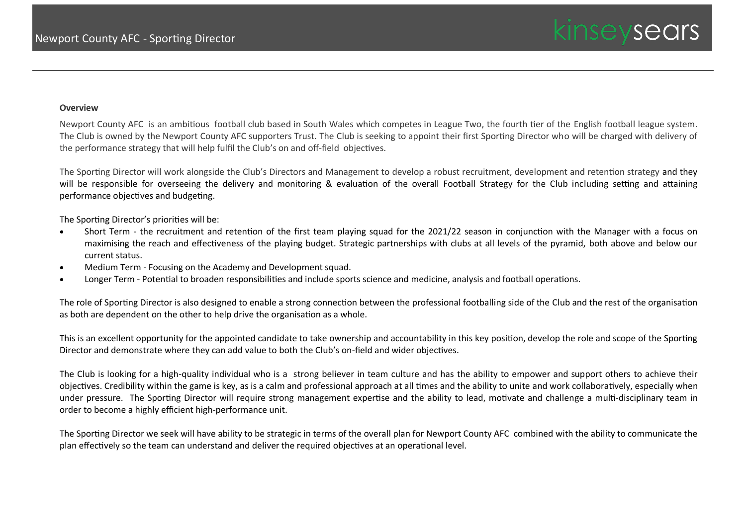**Overview**

Newport County AFC is an ambitious football club based in South Wales which competes in League Two, the fourth tier of the English football league system. The Club is owned by the Newport County AFC supporters Trust. The Club is seeking to appoint their first Sporting Director who will be charged with delivery of the performance strategy that will help fulfil the Club's on and off-field objectives.

The Sporting Director will work alongside the Club's Directors and Management to develop a robust recruitment, development and retention strategy and they will be responsible for overseeing the delivery and monitoring & evaluation of the overall Football Strategy for the Club including setting and attaining performance objectives and budgeting.

The Sporting Director's priorities will be:

- Short Term - the recruitment and retention of the first team playing squad for the 2021/22 season in conjunction with the Manager with a focus on maximising the reach and effectiveness of the playing budget. Strategic partnerships with clubs at all levels of the pyramid, both above and below our current status.
- Medium Term - Focusing on the Academy and Development squad.
- Longer Term - Potential to broaden responsibilities and include sports science and medicine, analysis and football operations.

The role of Sporting Director is also designed to enable a strong connection between the professional footballing side of the Club and the rest of the organisation as both are dependent on the other to help drive the organisation as a whole.

This is an excellent opportunity for the appointed candidate to take ownership and accountability in this key position, develop the role and scope of the Sporting Director and demonstrate where they can add value to both the Club's on-field and wider objectives.

The Club is looking for a high-quality individual who is a strong believer in team culture and has the ability to empower and support others to achieve their objectives. Credibility within the game is key, as is a calm and professional approach at all times and the ability to unite and work collaboratively, especially when under pressure. The Sporting Director will require strong management expertise and the ability to lead, motivate and challenge a multi-disciplinary team in order to become a highly efficient high-performance unit.

The Sporting Director we seek will have ability to be strategic in terms of the overall plan for Newport County AFC combined with the ability to communicate the plan effectively so the team can understand and deliver the required objectives at an operational level.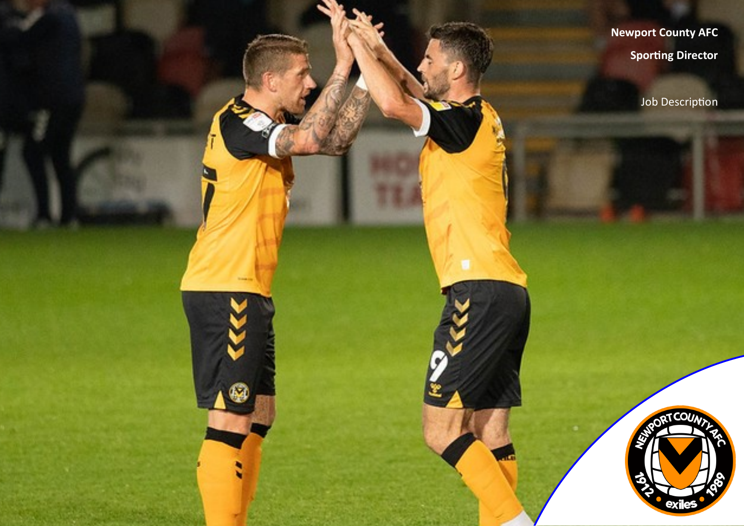**Newport County AFC**

**Sporting Director**

Job Description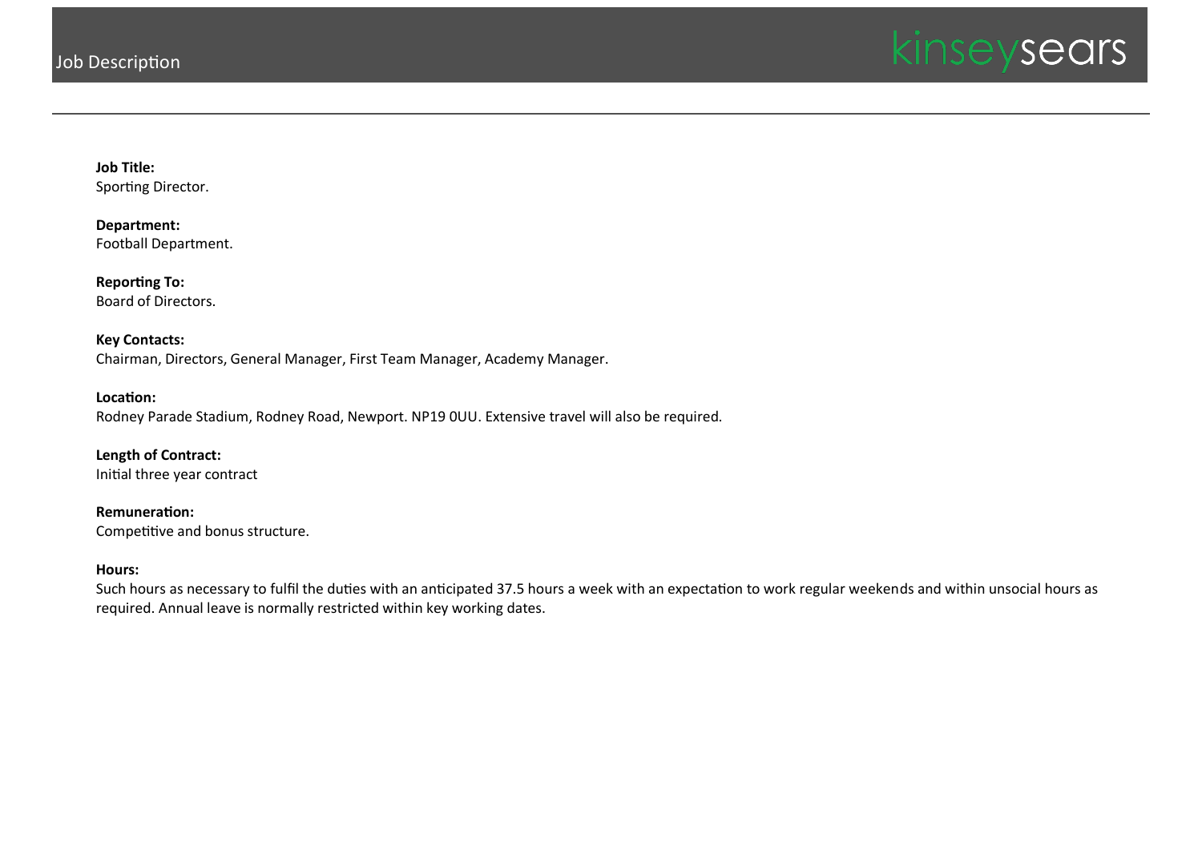**Job Title:**
Sporting Director.

**Department:**
Football Department.

**Reporting To:**
Board of Directors.

**Key Contacts:**
Chairman, Directors, General Manager, First Team Manager, Academy Manager.

**Location:**
Rodney Parade Stadium, Rodney Road, Newport. NP19 0UU. Extensive travel will also be required.

**Length of Contract:**
Initial three year contract

**Remuneration:**
Competitive and bonus structure.

**Hours:**
Such hours as necessary to fulfil the duties with an anticipated 37.5 hours a week with an expectation to work regular weekends and within unsocial hours as required. Annual leave is normally restricted within key working dates.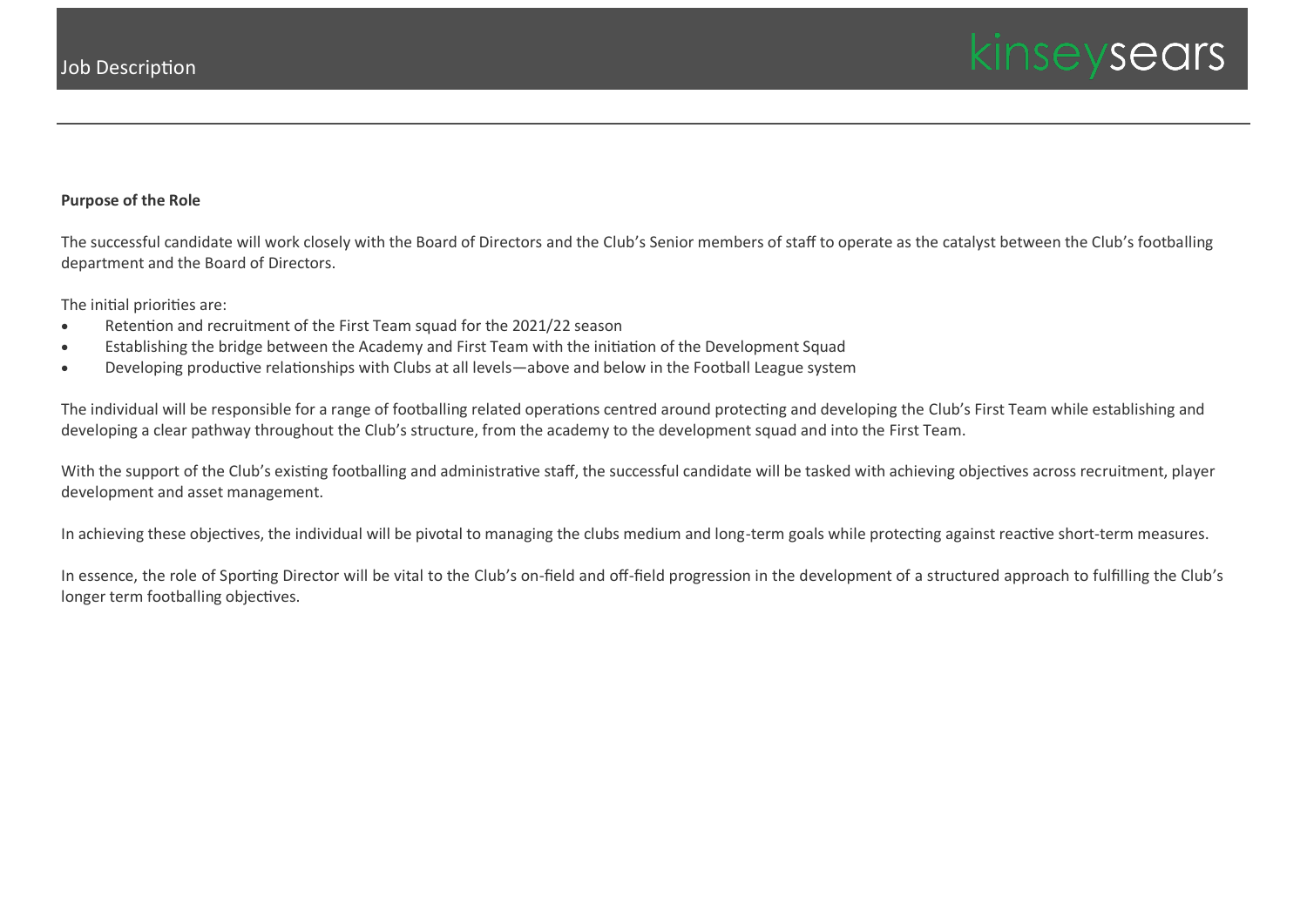**Purpose of the Role**

The successful candidate will work closely with the Board of Directors and the Club's Senior members of staff to operate as the catalyst between the Club's footballing department and the Board of Directors.

The initial priorities are:

- Retention and recruitment of the First Team squad for the 2021/22 season
- Establishing the bridge between the Academy and First Team with the initiation of the Development Squad
- Developing productive relationships with Clubs at all levels—above and below in the Football League system

The individual will be responsible for a range of footballing related operations centred around protecting and developing the Club's First Team while establishing and developing a clear pathway throughout the Club's structure, from the academy to the development squad and into the First Team.

With the support of the Club's existing footballing and administrative staff, the successful candidate will be tasked with achieving objectives across recruitment, player development and asset management.

In achieving these objectives, the individual will be pivotal to managing the clubs medium and long-term goals while protecting against reactive short-term measures.

In essence, the role of Sporting Director will be vital to the Club's on-field and off-field progression in the development of a structured approach to fulfilling the Club's longer term footballing objectives.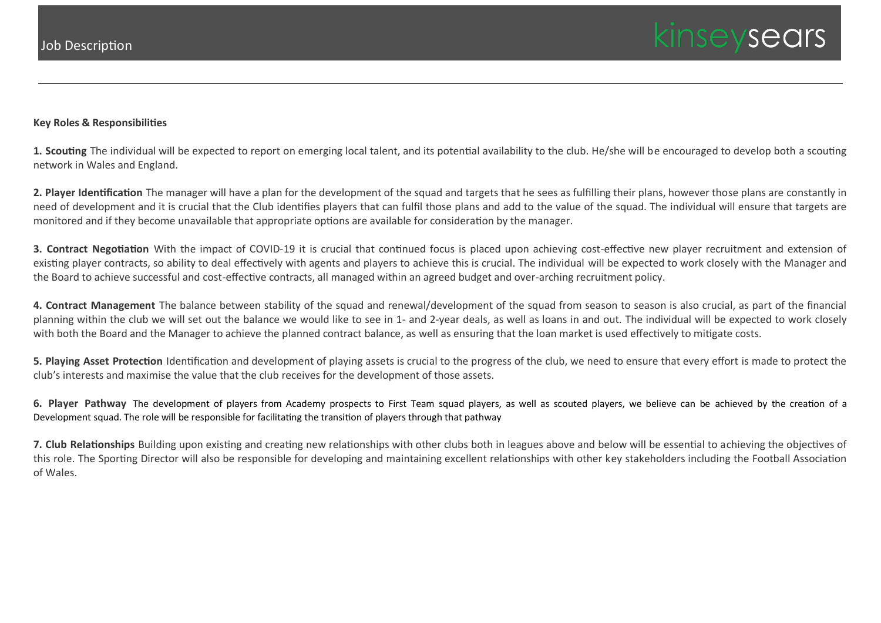## Key Roles & Responsibilities

**1. Scouting** The individual will be expected to report on emerging local talent, and its potential availability to the club. He/she will be encouraged to develop both a scouting network in Wales and England.

**2. Player Identification** The manager will have a plan for the development of the squad and targets that he sees as fulfilling their plans, however those plans are constantly in need of development and it is crucial that the Club identifies players that can fulfil those plans and add to the value of the squad. The individual will ensure that targets are monitored and if they become unavailable that appropriate options are available for consideration by the manager.

**3. Contract Negotiation** With the impact of COVID-19 it is crucial that continued focus is placed upon achieving cost-effective new player recruitment and extension of existing player contracts, so ability to deal effectively with agents and players to achieve this is crucial. The individual will be expected to work closely with the Manager and the Board to achieve successful and cost-effective contracts, all managed within an agreed budget and over-arching recruitment policy.

**4. Contract Management** The balance between stability of the squad and renewal/development of the squad from season to season is also crucial, as part of the financial planning within the club we will set out the balance we would like to see in 1- and 2-year deals, as well as loans in and out. The individual will be expected to work closely with both the Board and the Manager to achieve the planned contract balance, as well as ensuring that the loan market is used effectively to mitigate costs.

**5. Playing Asset Protection** Identification and development of playing assets is crucial to the progress of the club, we need to ensure that every effort is made to protect the club's interests and maximise the value that the club receives for the development of those assets.

**6. Player Pathway** The development of players from Academy prospects to First Team squad players, as well as scouted players, we believe can be achieved by the creation of a Development squad. The role will be responsible for facilitating the transition of players through that pathway

**7. Club Relationships** Building upon existing and creating new relationships with other clubs both in leagues above and below will be essential to achieving the objectives of this role. The Sporting Director will also be responsible for developing and maintaining excellent relationships with other key stakeholders including the Football Association of Wales.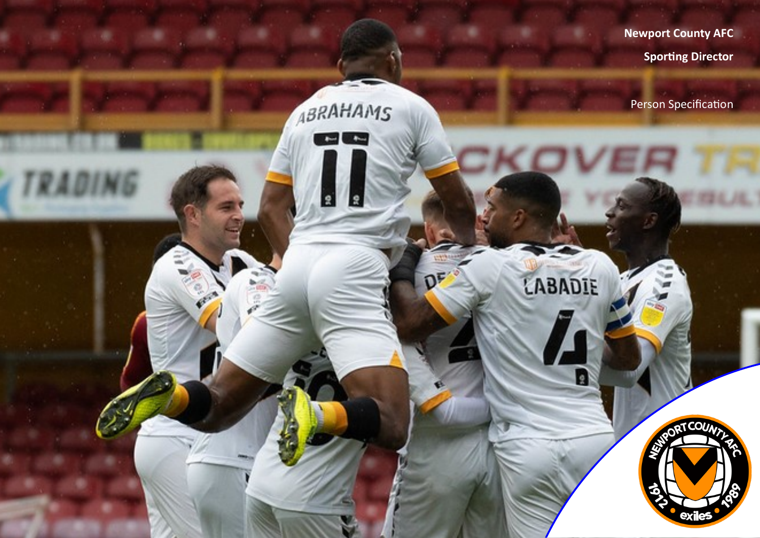**Newport County AFC**

**Sporting Director**

Person Specification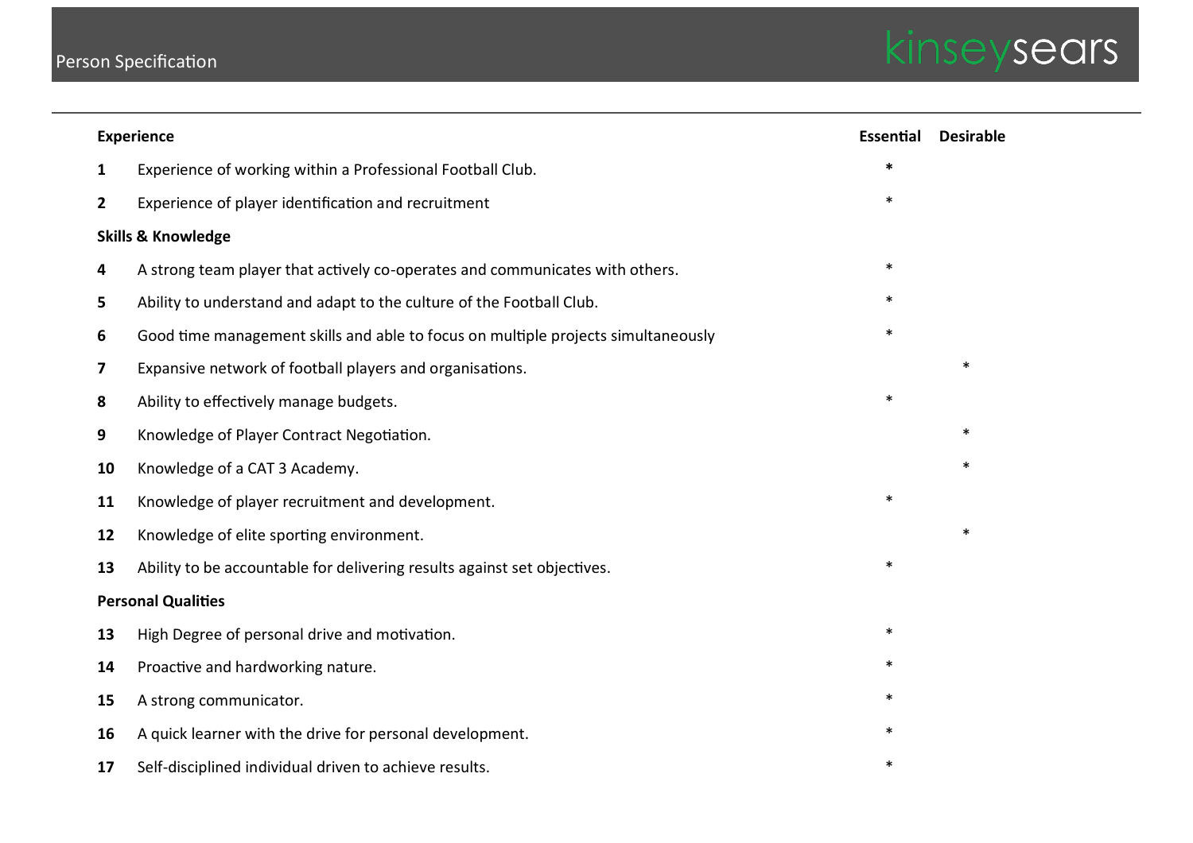## Person Specification

| | Experience | Essential | Desirable |
|---|---|---|---|
| 1 | Experience of working within a Professional Football Club. | * | |
| 2 | Experience of player identification and recruitment | * | |
| | **Skills & Knowledge** | | |
| 4 | A strong team player that actively co-operates and communicates with others. | * | |
| 5 | Ability to understand and adapt to the culture of the Football Club. | * | |
| 6 | Good time management skills and able to focus on multiple projects simultaneously | * | |
| 7 | Expansive network of football players and organisations. | | * |
| 8 | Ability to effectively manage budgets. | * | |
| 9 | Knowledge of Player Contract Negotiation. | | * |
| 10 | Knowledge of a CAT 3 Academy. | | * |
| 11 | Knowledge of player recruitment and development. | * | |
| 12 | Knowledge of elite sporting environment. | | * |
| 13 | Ability to be accountable for delivering results against set objectives. | * | |
| | **Personal Qualities** | | |
| 13 | High Degree of personal drive and motivation. | * | |
| 14 | Proactive and hardworking nature. | * | |
| 15 | A strong communicator. | * | |
| 16 | A quick learner with the drive for personal development. | * | |
| 17 | Self-disciplined individual driven to achieve results. | * | |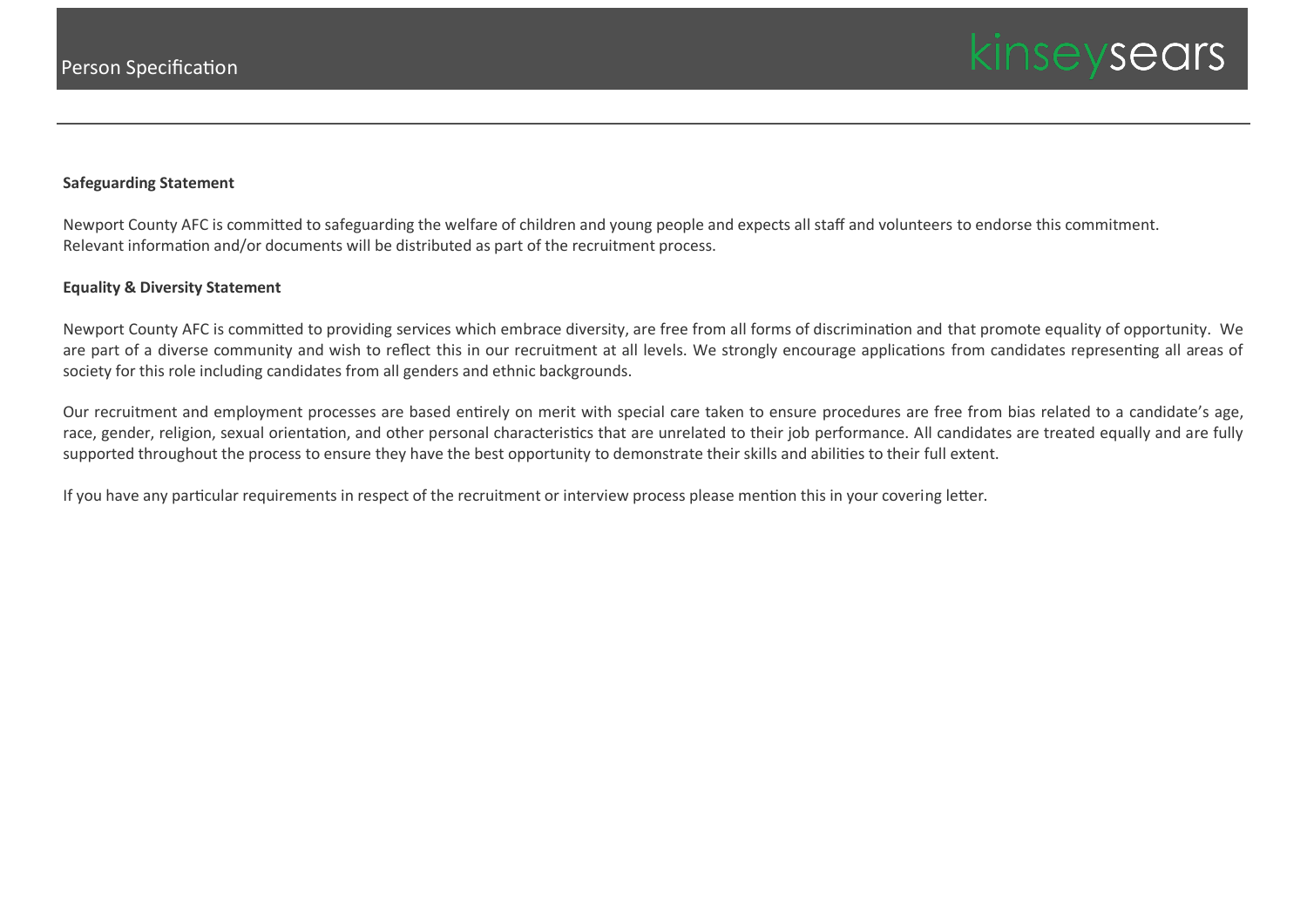**Safeguarding Statement**

Newport County AFC is committed to safeguarding the welfare of children and young people and expects all staff and volunteers to endorse this commitment. Relevant information and/or documents will be distributed as part of the recruitment process.

**Equality & Diversity Statement**

Newport County AFC is committed to providing services which embrace diversity, are free from all forms of discrimination and that promote equality of opportunity. We are part of a diverse community and wish to reflect this in our recruitment at all levels. We strongly encourage applications from candidates representing all areas of society for this role including candidates from all genders and ethnic backgrounds.

Our recruitment and employment processes are based entirely on merit with special care taken to ensure procedures are free from bias related to a candidate's age, race, gender, religion, sexual orientation, and other personal characteristics that are unrelated to their job performance. All candidates are treated equally and are fully supported throughout the process to ensure they have the best opportunity to demonstrate their skills and abilities to their full extent.

If you have any particular requirements in respect of the recruitment or interview process please mention this in your covering letter.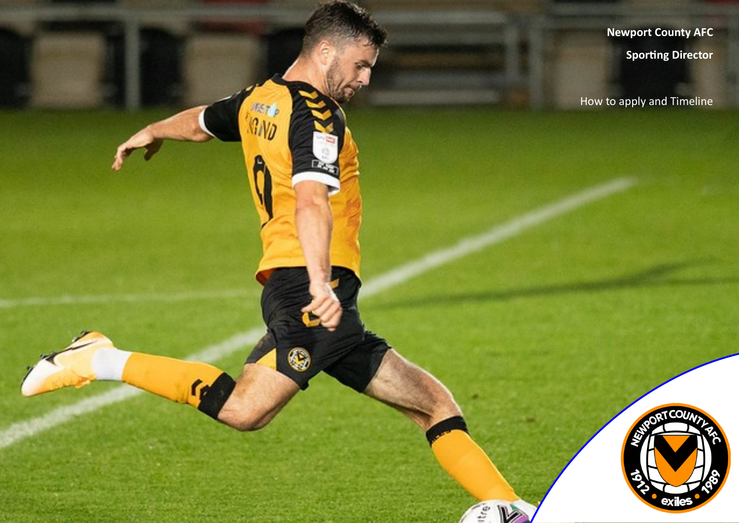**Newport County AFC**

**Sporting Director**

How to apply and Timeline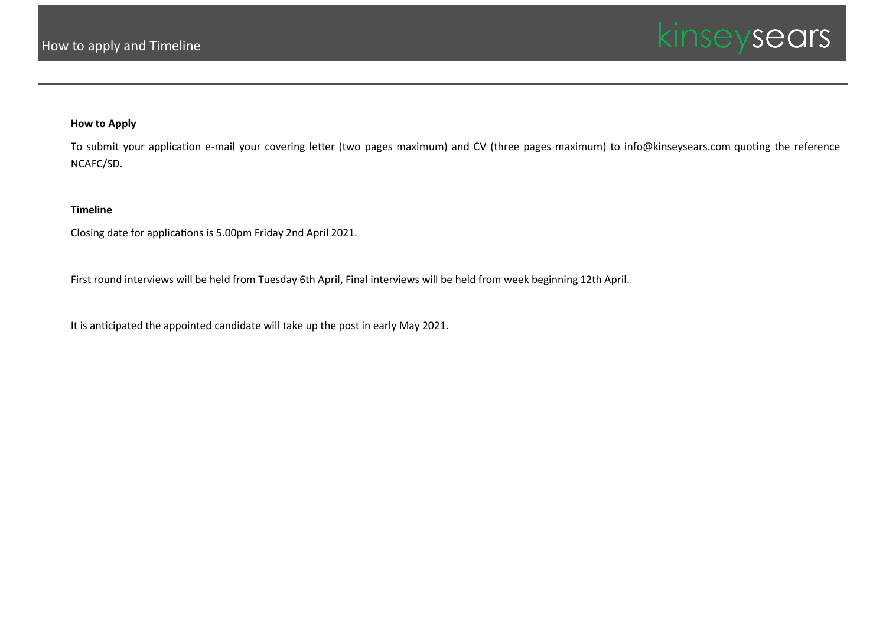## How to apply and Timeline

**How to Apply**

To submit your application e-mail your covering letter (two pages maximum) and CV (three pages maximum) to info@kinseysears.com quoting the reference NCAFC/SD.

**Timeline**

Closing date for applications is 5.00pm Friday 2nd April 2021.

First round interviews will be held from Tuesday 6th April, Final interviews will be held from week beginning 12th April.

It is anticipated the appointed candidate will take up the post in early May 2021.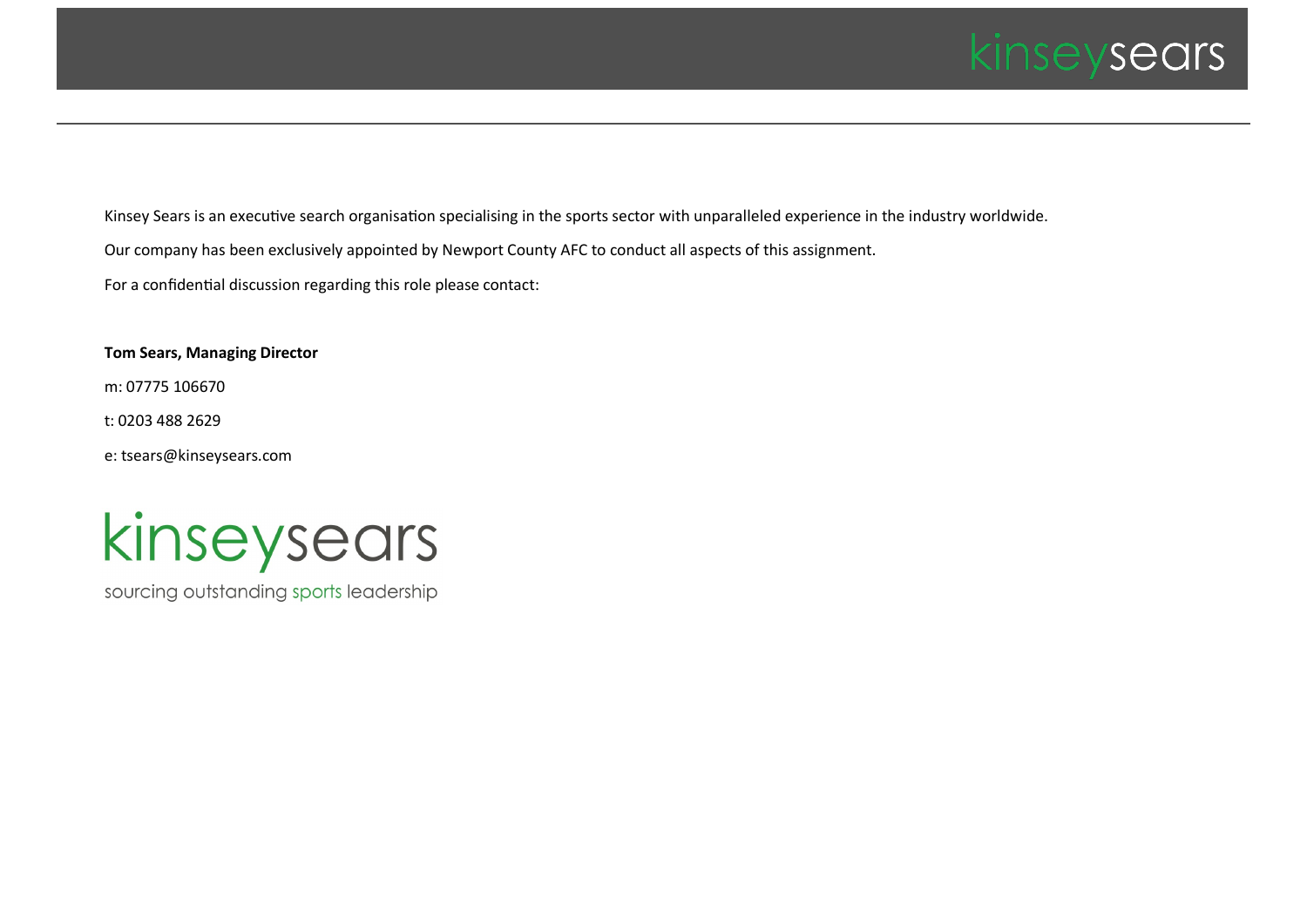Kinsey Sears is an executive search organisation specialising in the sports sector with unparalleled experience in the industry worldwide.

Our company has been exclusively appointed by Newport County AFC to conduct all aspects of this assignment.

For a confidential discussion regarding this role please contact:

**Tom Sears, Managing Director**

m: 07775 106670

t: 0203 488 2629

e: tsears@kinseysears.com

kinseysears

sourcing outstanding sports leadership